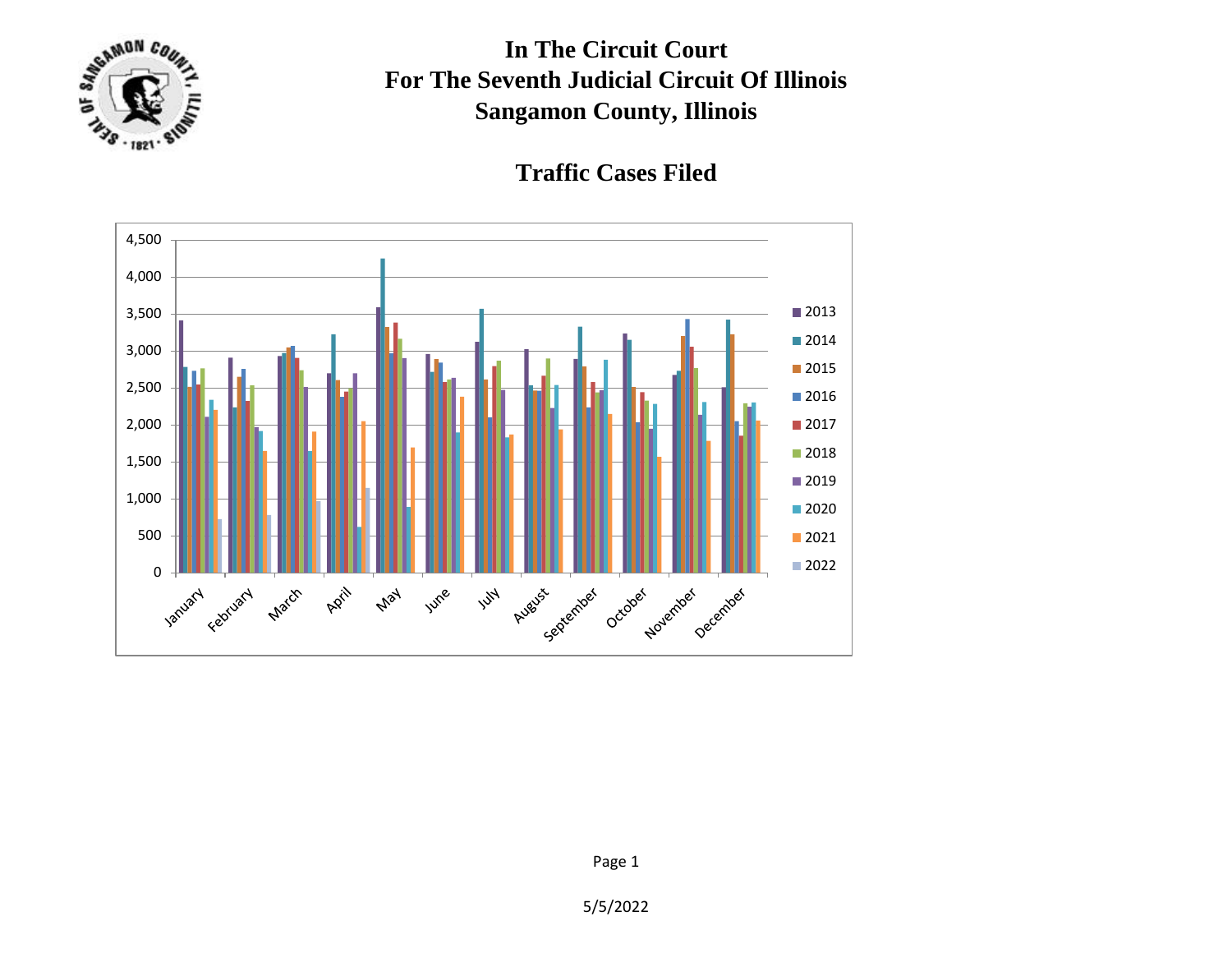# In The Circuit Court
# For The Seventh Judicial Circuit Of Illinois
# Sangamon County, Illinois

## Traffic Cases Filed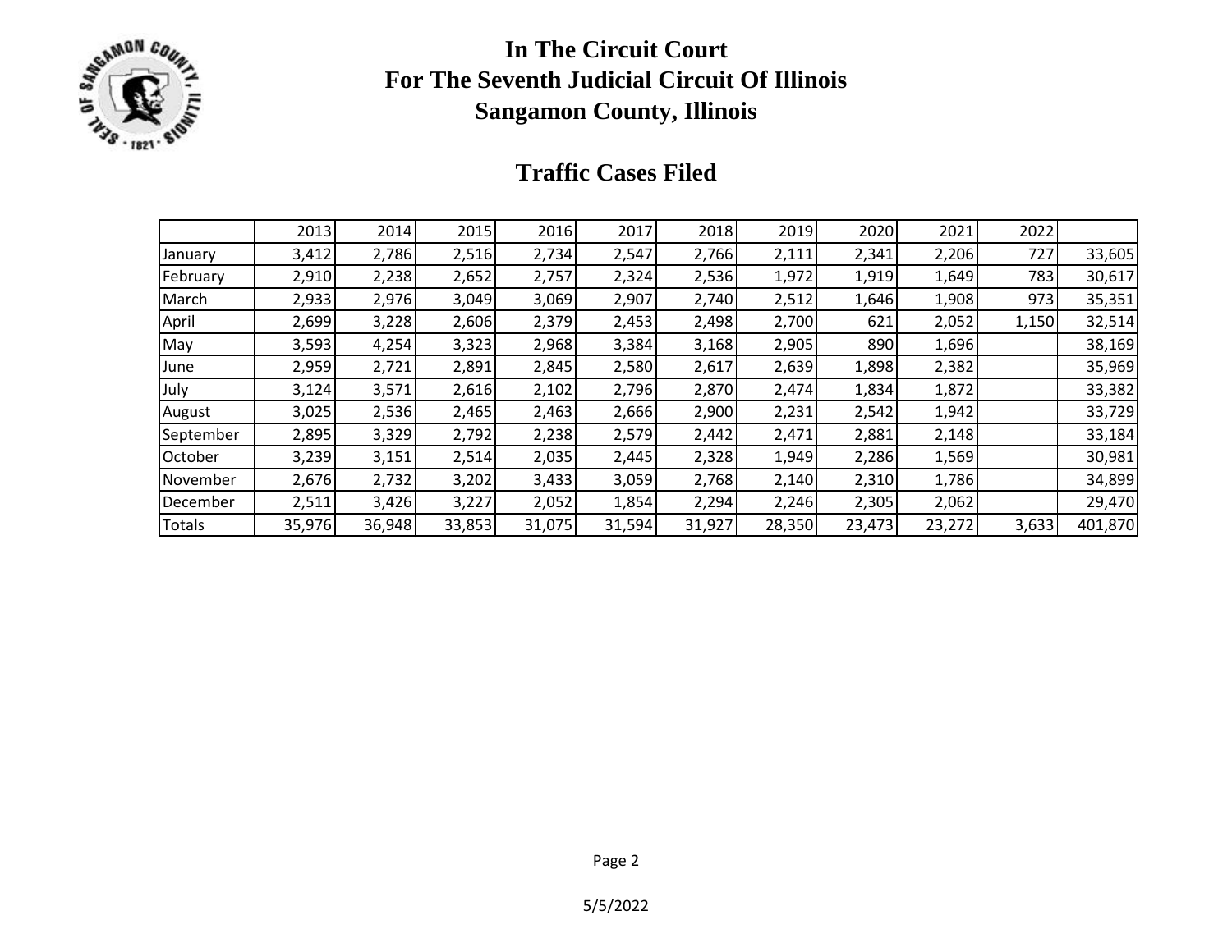# In The Circuit Court
# For The Seventh Judicial Circuit Of Illinois
# Sangamon County, Illinois

## Traffic Cases Filed

| | 2013 | 2014 | 2015 | 2016 | 2017 | 2018 | 2019 | 2020 | 2021 | 2022 | |
|---|---|---|---|---|---|---|---|---|---|---|---|
| January | 3,412 | 2,786 | 2,516 | 2,734 | 2,547 | 2,766 | 2,111 | 2,341 | 2,206 | 727 | 33,605 |
| February | 2,910 | 2,238 | 2,652 | 2,757 | 2,324 | 2,536 | 1,972 | 1,919 | 1,649 | 783 | 30,617 |
| March | 2,933 | 2,976 | 3,049 | 3,069 | 2,907 | 2,740 | 2,512 | 1,646 | 1,908 | 973 | 35,351 |
| April | 2,699 | 3,228 | 2,606 | 2,379 | 2,453 | 2,498 | 2,700 | 621 | 2,052 | 1,150 | 32,514 |
| May | 3,593 | 4,254 | 3,323 | 2,968 | 3,384 | 3,168 | 2,905 | 890 | 1,696 | | 38,169 |
| June | 2,959 | 2,721 | 2,891 | 2,845 | 2,580 | 2,617 | 2,639 | 1,898 | 2,382 | | 35,969 |
| July | 3,124 | 3,571 | 2,616 | 2,102 | 2,796 | 2,870 | 2,474 | 1,834 | 1,872 | | 33,382 |
| August | 3,025 | 2,536 | 2,465 | 2,463 | 2,666 | 2,900 | 2,231 | 2,542 | 1,942 | | 33,729 |
| September | 2,895 | 3,329 | 2,792 | 2,238 | 2,579 | 2,442 | 2,471 | 2,881 | 2,148 | | 33,184 |
| October | 3,239 | 3,151 | 2,514 | 2,035 | 2,445 | 2,328 | 1,949 | 2,286 | 1,569 | | 30,981 |
| November | 2,676 | 2,732 | 3,202 | 3,433 | 3,059 | 2,768 | 2,140 | 2,310 | 1,786 | | 34,899 |
| December | 2,511 | 3,426 | 3,227 | 2,052 | 1,854 | 2,294 | 2,246 | 2,305 | 2,062 | | 29,470 |
| Totals | 35,976 | 36,948 | 33,853 | 31,075 | 31,594 | 31,927 | 28,350 | 23,473 | 23,272 | 3,633 | 401,870 |

5/5/2022